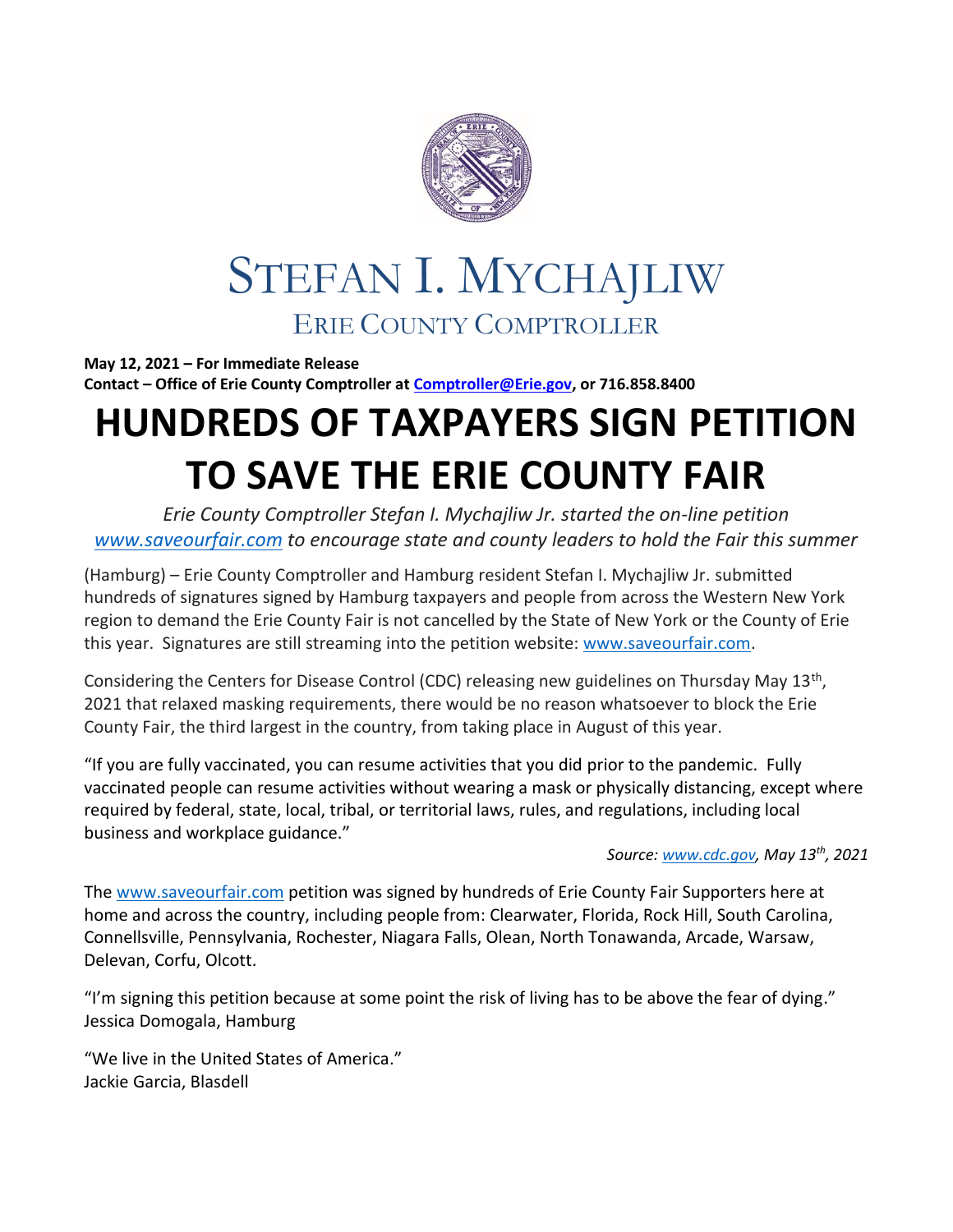# STEFAN I. MYCHAJLIW

## ERIE COUNTY COMPTROLLER

**May 12, 2021 – For Immediate Release**
**Contact – Office of Erie County Comptroller at Comptroller@Erie.gov, or 716.858.8400**

# HUNDREDS OF TAXPAYERS SIGN PETITION TO SAVE THE ERIE COUNTY FAIR

*Erie County Comptroller Stefan I. Mychajliw Jr. started the on-line petition www.saveourfair.com to encourage state and county leaders to hold the Fair this summer*

(Hamburg) – Erie County Comptroller and Hamburg resident Stefan I. Mychajliw Jr. submitted hundreds of signatures signed by Hamburg taxpayers and people from across the Western New York region to demand the Erie County Fair is not cancelled by the State of New York or the County of Erie this year. Signatures are still streaming into the petition website: www.saveourfair.com.

Considering the Centers for Disease Control (CDC) releasing new guidelines on Thursday May 13th, 2021 that relaxed masking requirements, there would be no reason whatsoever to block the Erie County Fair, the third largest in the country, from taking place in August of this year.

"If you are fully vaccinated, you can resume activities that you did prior to the pandemic. Fully vaccinated people can resume activities without wearing a mask or physically distancing, except where required by federal, state, local, tribal, or territorial laws, rules, and regulations, including local business and workplace guidance."

*Source: www.cdc.gov, May 13th, 2021*

The www.saveourfair.com petition was signed by hundreds of Erie County Fair Supporters here at home and across the country, including people from: Clearwater, Florida, Rock Hill, South Carolina, Connellsville, Pennsylvania, Rochester, Niagara Falls, Olean, North Tonawanda, Arcade, Warsaw, Delevan, Corfu, Olcott.

"I'm signing this petition because at some point the risk of living has to be above the fear of dying."
Jessica Domogala, Hamburg

"We live in the United States of America."
Jackie Garcia, Blasdell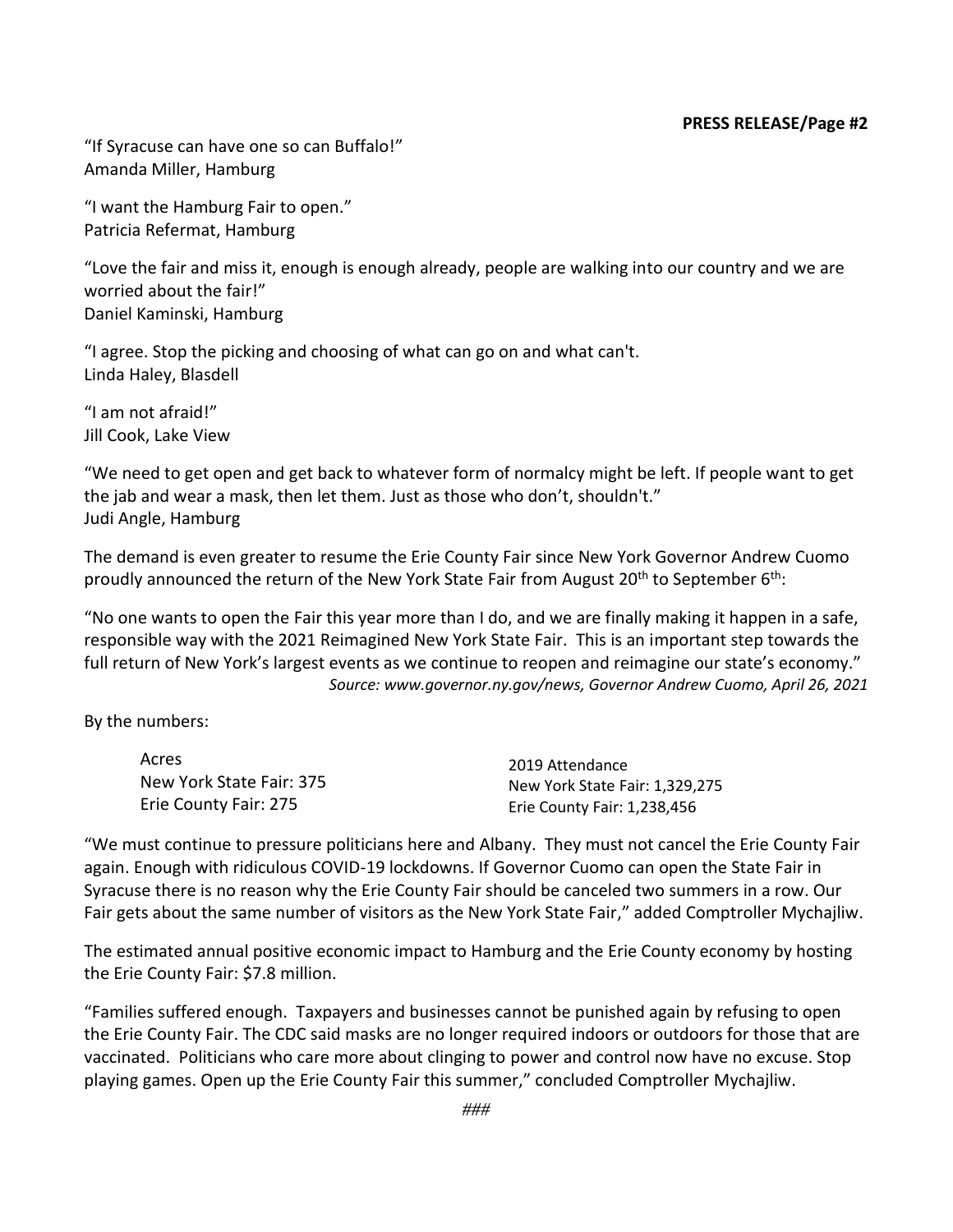"If Syracuse can have one so can Buffalo!"
Amanda Miller, Hamburg

"I want the Hamburg Fair to open."
Patricia Refermat, Hamburg

"Love the fair and miss it, enough is enough already, people are walking into our country and we are worried about the fair!"
Daniel Kaminski, Hamburg

"I agree. Stop the picking and choosing of what can go on and what can't.
Linda Haley, Blasdell

"I am not afraid!"
Jill Cook, Lake View

"We need to get open and get back to whatever form of normalcy might be left. If people want to get the jab and wear a mask, then let them. Just as those who don't, shouldn't."
Judi Angle, Hamburg

The demand is even greater to resume the Erie County Fair since New York Governor Andrew Cuomo proudly announced the return of the New York State Fair from August 20th to September 6th:

"No one wants to open the Fair this year more than I do, and we are finally making it happen in a safe, responsible way with the 2021 Reimagined New York State Fair. This is an important step towards the full return of New York's largest events as we continue to reopen and reimagine our state's economy."
*Source: www.governor.ny.gov/news, Governor Andrew Cuomo, April 26, 2021*

By the numbers:

Acres
New York State Fair: 375
Erie County Fair: 275

2019 Attendance
New York State Fair: 1,329,275
Erie County Fair: 1,238,456

"We must continue to pressure politicians here and Albany. They must not cancel the Erie County Fair again. Enough with ridiculous COVID-19 lockdowns. If Governor Cuomo can open the State Fair in Syracuse there is no reason why the Erie County Fair should be canceled two summers in a row. Our Fair gets about the same number of visitors as the New York State Fair," added Comptroller Mychajliw.

The estimated annual positive economic impact to Hamburg and the Erie County economy by hosting the Erie County Fair: $7.8 million.

"Families suffered enough. Taxpayers and businesses cannot be punished again by refusing to open the Erie County Fair. The CDC said masks are no longer required indoors or outdoors for those that are vaccinated. Politicians who care more about clinging to power and control now have no excuse. Stop playing games. Open up the Erie County Fair this summer," concluded Comptroller Mychajliw.

###